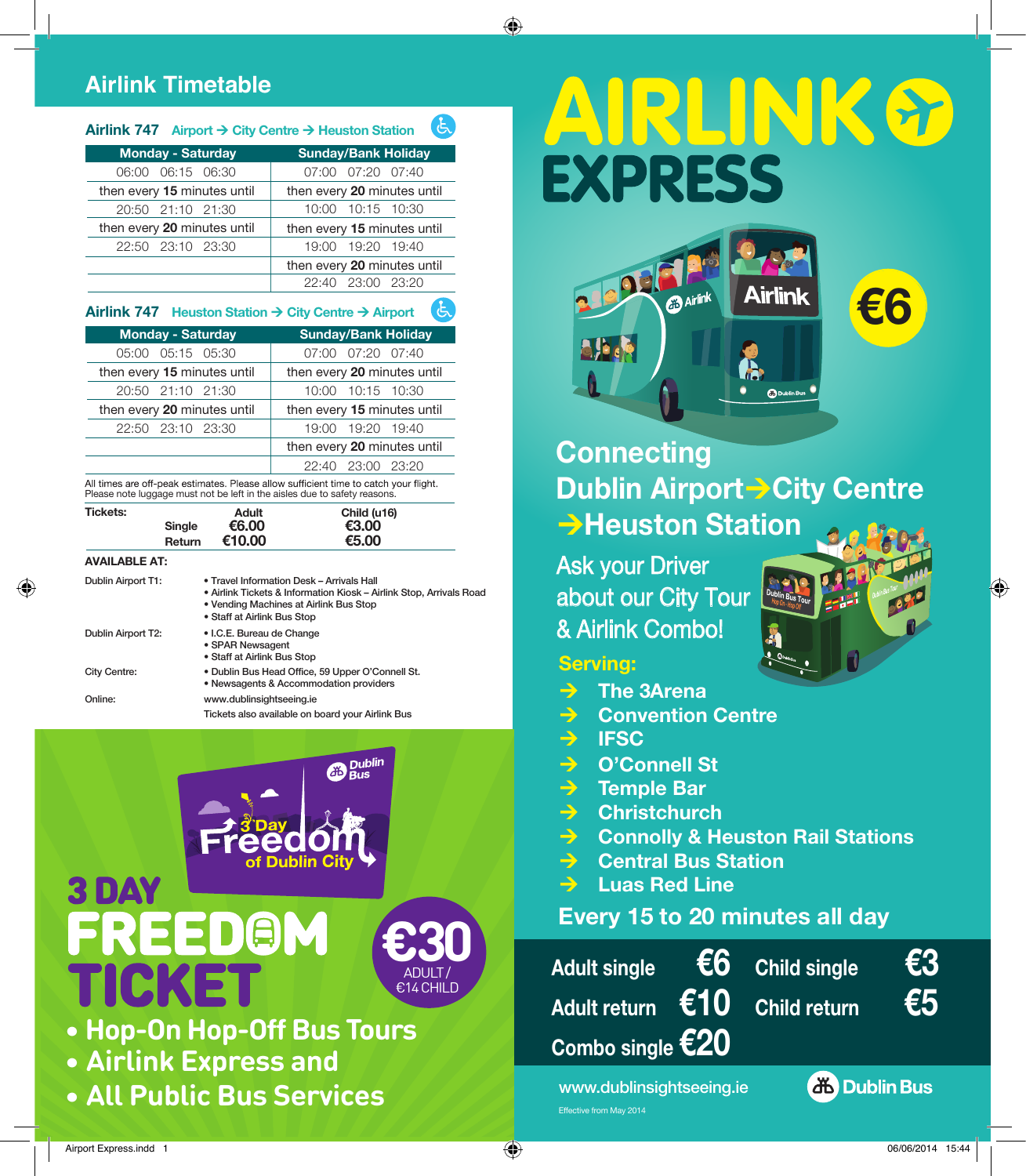## Airlink Timetable

### Airlink 747 Airport → City Centre → Heuston Station

| Monday - Saturday | Sunday/Bank Holiday |
|---|---|
| 06:00 06:15 06:30 | 07:00 07:20 07:40 |
| then every **15** minutes until | then every **20** minutes until |
| 20:50 21:10 21:30 | 10:00 10:15 10:30 |
| then every **20** minutes until | then every **15** minutes until |
| 22:50 23:10 23:30 | 19:00 19:20 19:40 |
| | then every **20** minutes until |
| | 22:40 23:00 23:20 |

### Airlink 747 Heuston Station → City Centre → Airport

| Monday - Saturday | Sunday/Bank Holiday |
|---|---|
| 05:00 05:15 05:30 | 07:00 07:20 07:40 |
| then every **15** minutes until | then every **20** minutes until |
| 20:50 21:10 21:30 | 10:00 10:15 10:30 |
| then every **20** minutes until | then every **15** minutes until |
| 22:50 23:10 23:30 | 19:00 19:20 19:40 |
| | then every **20** minutes until |
| | 22:40 23:00 23:20 |

All times are off-peak estimates. Please allow sufficient time to catch your flight.
Please note luggage must not be left in the aisles due to safety reasons.

| Tickets: | | Adult | Child (u16) |
|---|---|---|---|
| | Single | €6.00 | €3.00 |
| | Return | €10.00 | €5.00 |

**AVAILABLE AT:**

Dublin Airport T1:
- Travel Information Desk – Arrivals Hall
- Airlink Tickets & Information Kiosk – Airlink Stop, Arrivals Road
- Vending Machines at Airlink Bus Stop
- Staff at Airlink Bus Stop

Dublin Airport T2:
- I.C.E. Bureau de Change
- SPAR Newsagent
- Staff at Airlink Bus Stop

City Centre:
- Dublin Bus Head Office, 59 Upper O'Connell St.
- Newsagents & Accommodation providers

Online: www.dublinsightseeing.ie

Tickets also available on board your Airlink Bus

Dublin Bus

3 Day Freedom of Dublin City

# 3 DAY FREEDOM TICKET

**€30** ADULT / €14 CHILD

- **Hop-On Hop-Off Bus Tours**
- **Airlink Express and**
- **All Public Bus Services**

# AIRLINK EXPRESS

**€6**

## Connecting Dublin Airport → City Centre → Heuston Station

Ask your Driver about our City Tour & Airlink Combo!

**Serving:**

→ The 3Arena
→ Convention Centre
→ IFSC
→ O'Connell St
→ Temple Bar
→ Christchurch
→ Connolly & Heuston Rail Stations
→ Central Bus Station
→ Luas Red Line

**Every 15 to 20 minutes all day**

| | | | |
|---|---|---|---|
| Adult single | €6 | Child single | €3 |
| Adult return | €10 | Child return | €5 |
| Combo single | €20 | | |

www.dublinsightseeing.ie

Dublin Bus

Effective from May 2014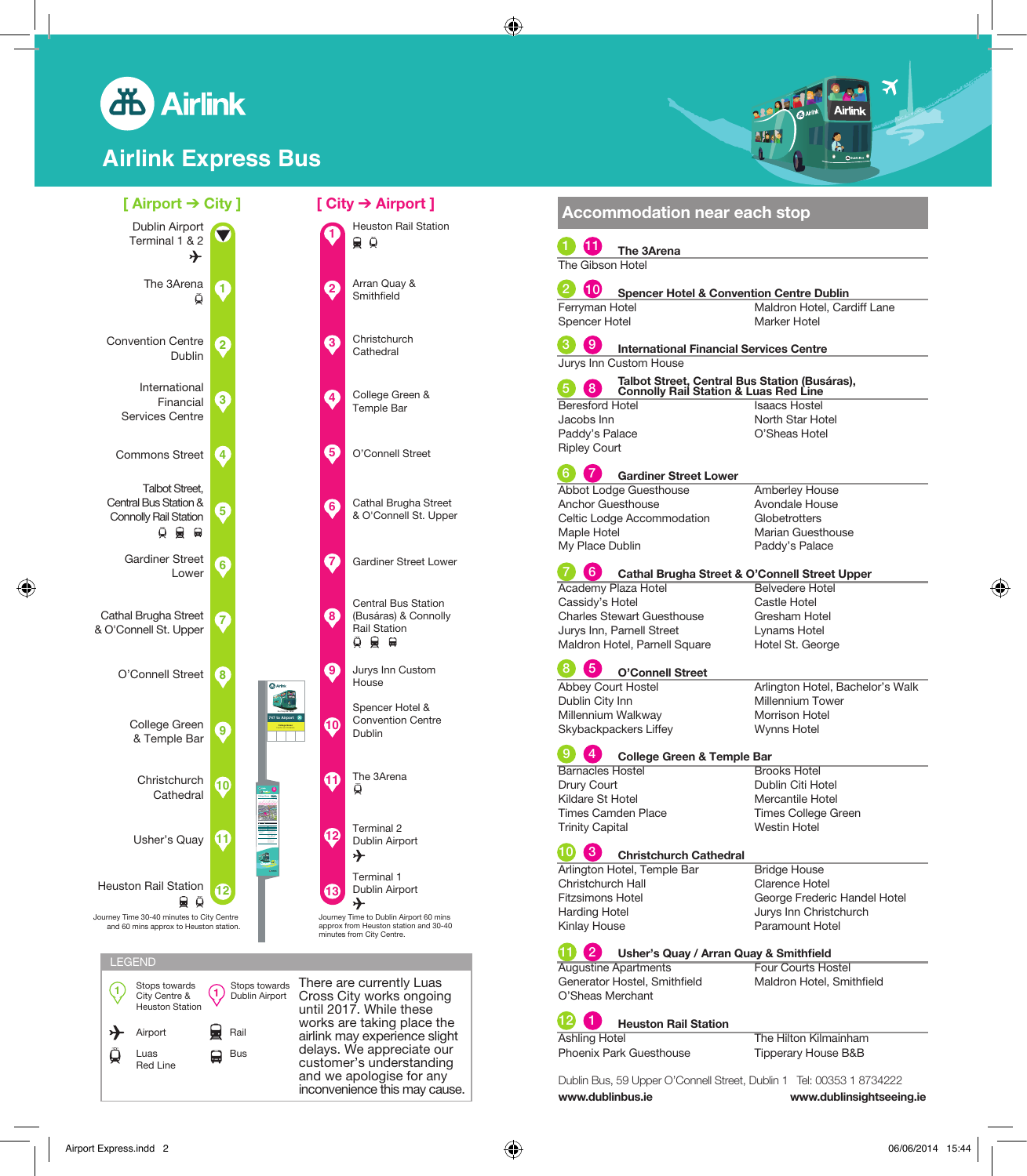# Airlink

## Airlink Express Bus

### [ Airport → City ]

- Dublin Airport Terminal 1 & 2
- 1 The 3Arena
- 2 Convention Centre Dublin
- 3 International Financial Services Centre
- 4 Commons Street
- 5 Talbot Street, Central Bus Station & Connolly Rail Station
- 6 Gardiner Street Lower
- 7 Cathal Brugha Street & O'Connell St. Upper
- 8 O'Connell Street
- 9 College Green & Temple Bar
- 10 Christchurch Cathedral
- 11 Usher's Quay
- 12 Heuston Rail Station

Journey Time 30-40 minutes to City Centre and 60 mins approx to Heuston station.

### [ City → Airport ]

- 1 Heuston Rail Station
- 2 Arran Quay & Smithfield
- 3 Christchurch Cathedral
- 4 College Green & Temple Bar
- 5 O'Connell Street
- 6 Cathal Brugha Street & O'Connell St. Upper
- 7 Gardiner Street Lower
- 8 Central Bus Station (Busáras) & Connolly Rail Station
- 9 Jurys Inn Custom House
- 10 Spencer Hotel & Convention Centre Dublin
- 11 The 3Arena
- 12 Terminal 2 Dublin Airport
- 13 Terminal 1 Dublin Airport

Journey Time to Dublin Airport 60 mins approx from Heuston station and 30-40 minutes from City Centre.

### LEGEND

- Stops towards City Centre & Heuston Station
- Stops towards Dublin Airport
- Airport
- Rail
- Luas Red Line
- Bus

There are currently Luas Cross City works ongoing until 2017. While these works are taking place the airlink may experience slight delays. We appreciate our customer's understanding and we apologise for any inconvenience this may cause.

## Accommodation near each stop

### 1 11 The 3Arena

The Gibson Hotel

### 2 10 Spencer Hotel & Convention Centre Dublin

Ferryman Hotel, Maldron Hotel, Cardiff Lane, Spencer Hotel, Marker Hotel

### 3 9 International Financial Services Centre

Jurys Inn Custom House

### 5 8 Talbot Street, Central Bus Station (Busáras), Connolly Rail Station & Luas Red Line

Beresford Hotel, Isaacs Hostel, Jacobs Inn, North Star Hotel, Paddy's Palace, O'Sheas Hotel, Ripley Court

### 6 7 Gardiner Street Lower

Abbot Lodge Guesthouse, Amberley House, Anchor Guesthouse, Avondale House, Celtic Lodge Accommodation, Globetrotters, Maple Hotel, Marian Guesthouse, My Place Dublin, Paddy's Palace

### 7 6 Cathal Brugha Street & O'Connell Street Upper

Academy Plaza Hotel, Belvedere Hotel, Cassidy's Hotel, Castle Hotel, Charles Stewart Guesthouse, Gresham Hotel, Jurys Inn, Parnell Street, Lynams Hotel, Maldron Hotel, Parnell Square, Hotel St. George

### 8 5 O'Connell Street

Abbey Court Hostel, Arlington Hotel, Bachelor's Walk, Dublin City Inn, Millennium Tower, Millennium Walkway, Morrison Hotel, Skybackpackers Liffey, Wynns Hotel

### 9 4 College Green & Temple Bar

Barnacles Hostel, Brooks Hotel, Drury Court, Dublin Citi Hotel, Kildare St Hotel, Mercantile Hotel, Times Camden Place, Times College Green, Trinity Capital, Westin Hotel

### 10 3 Christchurch Cathedral

Arlington Hotel, Temple Bar, Bridge House, Christchurch Hall, Clarence Hotel, Fitzsimons Hotel, George Frederic Handel Hotel, Harding Hotel, Jurys Inn Christchurch, Kinlay House, Paramount Hotel

### 11 2 Usher's Quay / Arran Quay & Smithfield

Augustine Apartments, Four Courts Hostel, Generator Hostel, Smithfield, Maldron Hotel, Smithfield, O'Sheas Merchant

### 12 1 Heuston Rail Station

Ashling Hotel, The Hilton Kilmainham, Phoenix Park Guesthouse, Tipperary House B&B

Dublin Bus, 59 Upper O'Connell Street, Dublin 1 Tel: 00353 1 8734222

**www.dublinbus.ie** **www.dublinsightseeing.ie**